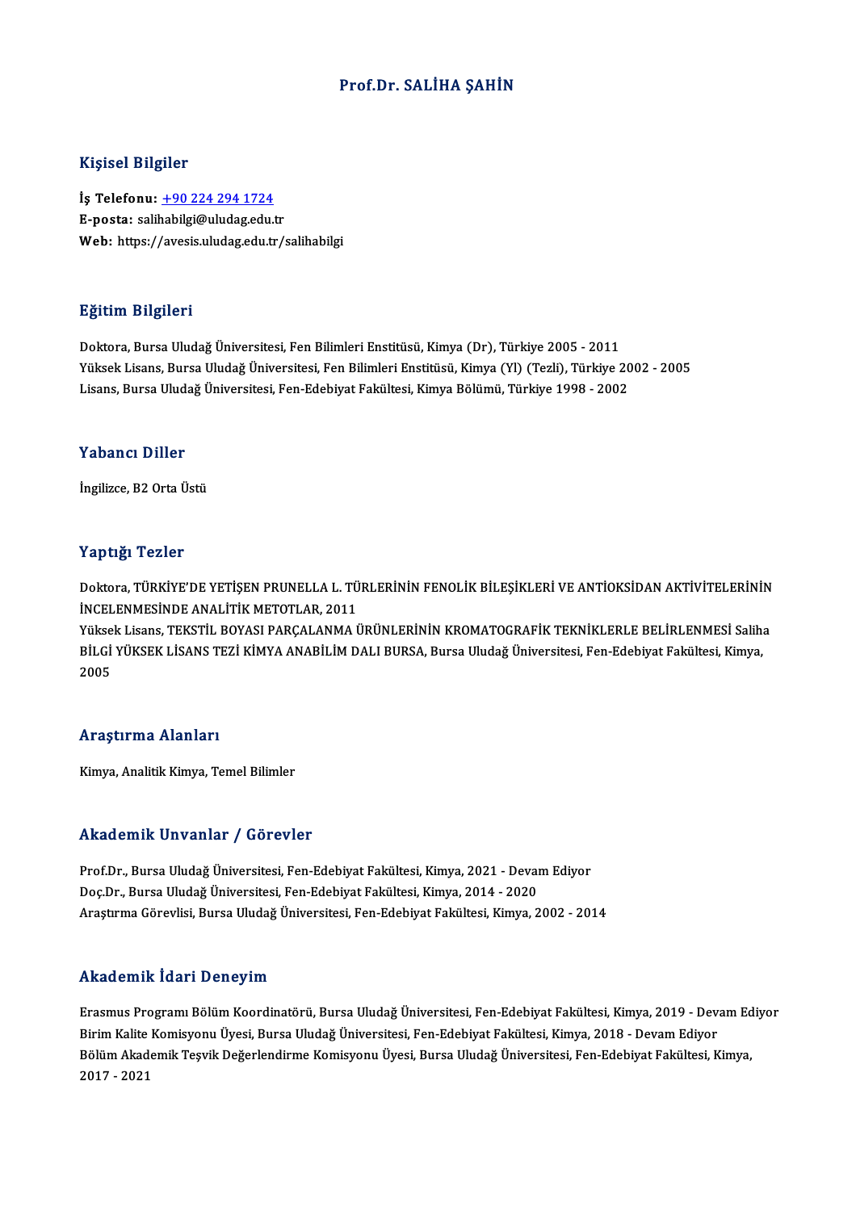# Prof.Dr. SALİHA ŞAHİN

## Kişisel Bilgiler

**İş Telefonu:** +90 224 294 1724
**E-posta:** salihabilgi@uludag.edu.tr
**Web:** https://avesis.uludag.edu.tr/salihabilgi

## Eğitim Bilgileri

Doktora, Bursa Uludağ Üniversitesi, Fen Bilimleri Enstitüsü, Kimya (Dr), Türkiye 2005 - 2011
Yüksek Lisans, Bursa Uludağ Üniversitesi, Fen Bilimleri Enstitüsü, Kimya (Yl) (Tezli), Türkiye 2002 - 2005
Lisans, Bursa Uludağ Üniversitesi, Fen-Edebiyat Fakültesi, Kimya Bölümü, Türkiye 1998 - 2002

## Yabancı Diller

İngilizce, B2 Orta Üstü

## Yaptığı Tezler

Doktora, TÜRKİYE'DE YETİŞEN PRUNELLA L. TÜRLERİNİN FENOLİK BİLEŞİKLERİ VE ANTİOKSİDAN AKTİVİTELERİNİN İNCELENMESİNDE ANALİTİK METOTLAR, 2011
Yüksek Lisans, TEKSTİL BOYASI PARÇALANMA ÜRÜNLERİNİN KROMATOGRAFİK TEKNİKLERLE BELİRLENMESİ Saliha BİLGİ YÜKSEK LİSANS TEZİ KİMYA ANABİLİM DALI BURSA, Bursa Uludağ Üniversitesi, Fen-Edebiyat Fakültesi, Kimya, 2005

## Araştırma Alanları

Kimya, Analitik Kimya, Temel Bilimler

## Akademik Unvanlar / Görevler

Prof.Dr., Bursa Uludağ Üniversitesi, Fen-Edebiyat Fakültesi, Kimya, 2021 - Devam Ediyor
Doç.Dr., Bursa Uludağ Üniversitesi, Fen-Edebiyat Fakültesi, Kimya, 2014 - 2020
Araştırma Görevlisi, Bursa Uludağ Üniversitesi, Fen-Edebiyat Fakültesi, Kimya, 2002 - 2014

## Akademik İdari Deneyim

Erasmus Programı Bölüm Koordinatörü, Bursa Uludağ Üniversitesi, Fen-Edebiyat Fakültesi, Kimya, 2019 - Devam Ediyor
Birim Kalite Komisyonu Üyesi, Bursa Uludağ Üniversitesi, Fen-Edebiyat Fakültesi, Kimya, 2018 - Devam Ediyor
Bölüm Akademik Teşvik Değerlendirme Komisyonu Üyesi, Bursa Uludağ Üniversitesi, Fen-Edebiyat Fakültesi, Kimya, 2017 - 2021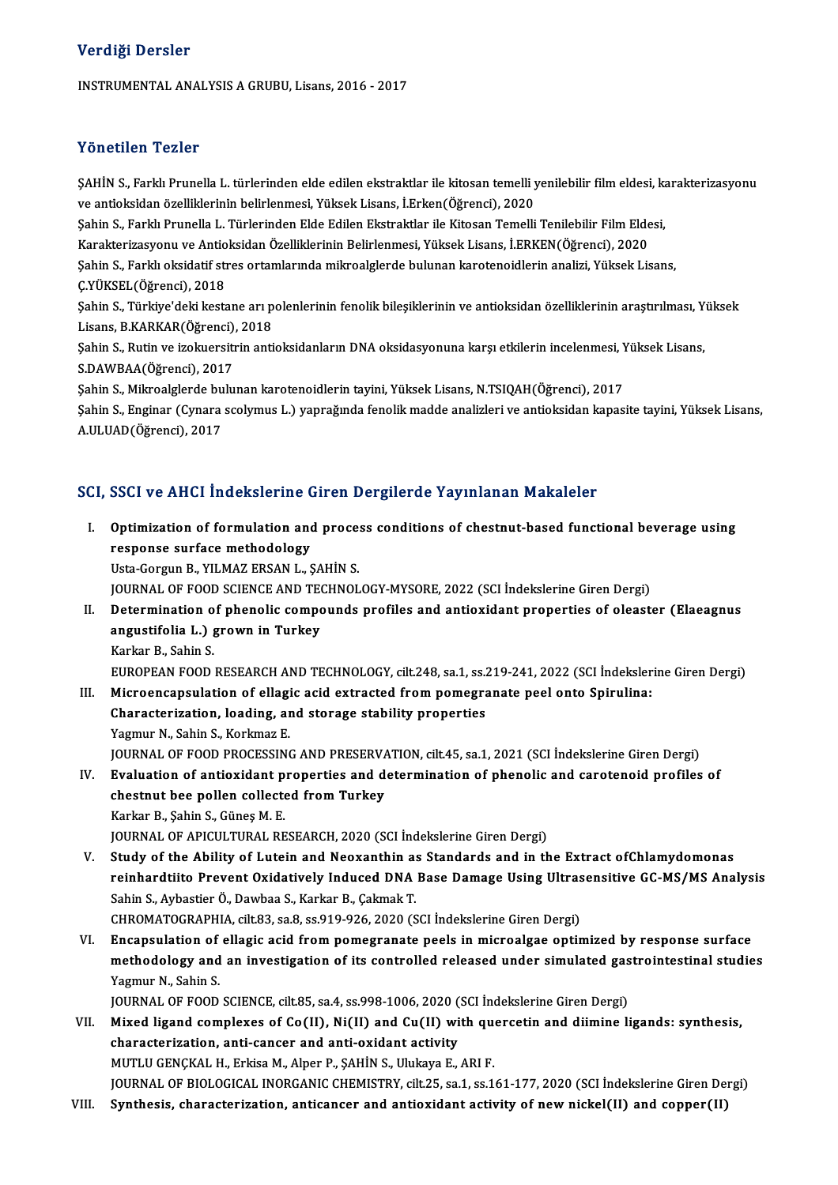## Verdiği Dersler

INSTRUMENTAL ANALYSIS A GRUBU, Lisans, 2016 - 2017

## Yönetilen Tezler

ŞAHİN S., Farklı Prunella L. türlerinden elde edilen ekstraktlar ile kitosan temelli yenilebilir film eldesi, karakterizasyonu ve antioksidan özelliklerinin belirlenmesi, Yüksek Lisans, İ.Erken(Öğrenci), 2020

Şahin S., Farklı Prunella L. Türlerinden Elde Edilen Ekstraktlar ile Kitosan Temelli Tenilebilir Film Eldesi, Karakterizasyonu ve Antioksidan Özelliklerinin Belirlenmesi, Yüksek Lisans, İ.ERKEN(Öğrenci), 2020

Şahin S., Farklı oksidatif stres ortamlarında mikroalglerde bulunan karotenoidlerin analizi, Yüksek Lisans, Ç.YÜKSEL(Öğrenci), 2018

Şahin S., Türkiye'deki kestane arı polenlerinin fenolik bileşiklerinin ve antioksidan özelliklerinin araştırılması, Yüksek Lisans, B.KARKAR(Öğrenci), 2018

Şahin S., Rutin ve izokuersitrin antioksidanların DNA oksidasyonuna karşı etkilerin incelenmesi, Yüksek Lisans, S.DAWBAA(Öğrenci), 2017

Şahin S., Mikroalglerde bulunan karotenoidlerin tayini, Yüksek Lisans, N.TSIQAH(Öğrenci), 2017

Şahin S., Enginar (Cynara scolymus L.) yaprağında fenolik madde analizleri ve antioksidan kapasite tayini, Yüksek Lisans, A.ULUAD(Öğrenci), 2017

## SCI, SSCI ve AHCI İndekslerine Giren Dergilerde Yayınlanan Makaleler

I. **Optimization of formulation and process conditions of chestnut-based functional beverage using response surface methodology**
   Usta-Gorgun B., YILMAZ ERSAN L., ŞAHİN S.
   JOURNAL OF FOOD SCIENCE AND TECHNOLOGY-MYSORE, 2022 (SCI İndekslerine Giren Dergi)

II. **Determination of phenolic compounds profiles and antioxidant properties of oleaster (Elaeagnus angustifolia L.) grown in Turkey**
   Karkar B., Sahin S.
   EUROPEAN FOOD RESEARCH AND TECHNOLOGY, cilt.248, sa.1, ss.219-241, 2022 (SCI İndekslerine Giren Dergi)

III. **Microencapsulation of ellagic acid extracted from pomegranate peel onto Spirulina: Characterization, loading, and storage stability properties**
   Yagmur N., Sahin S., Korkmaz E.
   JOURNAL OF FOOD PROCESSING AND PRESERVATION, cilt.45, sa.1, 2021 (SCI İndekslerine Giren Dergi)

IV. **Evaluation of antioxidant properties and determination of phenolic and carotenoid profiles of chestnut bee pollen collected from Turkey**
   Karkar B., Şahin S., Güneş M. E.
   JOURNAL OF APICULTURAL RESEARCH, 2020 (SCI İndekslerine Giren Dergi)

V. **Study of the Ability of Lutein and Neoxanthin as Standards and in the Extract ofChlamydomonas reinhardtiito Prevent Oxidatively Induced DNA Base Damage Using Ultrasensitive GC-MS/MS Analysis**
   Sahin S., Aybastier Ö., Dawbaa S., Karkar B., Çakmak T.
   CHROMATOGRAPHIA, cilt.83, sa.8, ss.919-926, 2020 (SCI İndekslerine Giren Dergi)

VI. **Encapsulation of ellagic acid from pomegranate peels in microalgae optimized by response surface methodology and an investigation of its controlled released under simulated gastrointestinal studies**
   Yagmur N., Sahin S.
   JOURNAL OF FOOD SCIENCE, cilt.85, sa.4, ss.998-1006, 2020 (SCI İndekslerine Giren Dergi)

VII. **Mixed ligand complexes of Co(II), Ni(II) and Cu(II) with quercetin and diimine ligands: synthesis, characterization, anti-cancer and anti-oxidant activity**
   MUTLU GENÇKAL H., Erkisa M., Alper P., ŞAHİN S., Ulukaya E., ARI F.
   JOURNAL OF BIOLOGICAL INORGANIC CHEMISTRY, cilt.25, sa.1, ss.161-177, 2020 (SCI İndekslerine Giren Dergi)

VIII. **Synthesis, characterization, anticancer and antioxidant activity of new nickel(II) and copper(II)**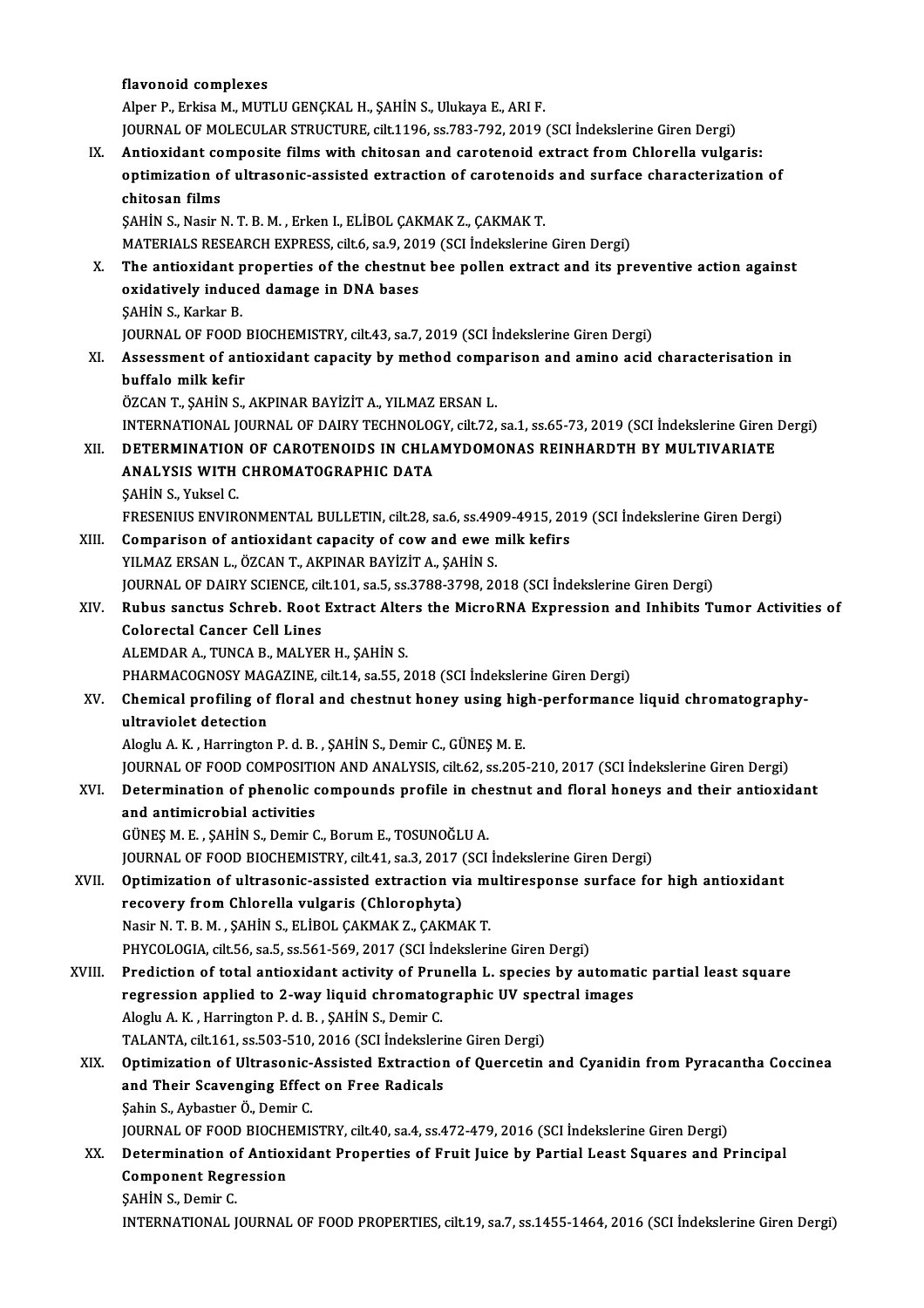**flavonoid complexes**
Alper P., Erkisa M., MUTLU GENÇKAL H., ŞAHİN S., Ulukaya E., ARI F.
JOURNAL OF MOLECULAR STRUCTURE, cilt.1196, ss.783-792, 2019 (SCI İndekslerine Giren Dergi)

IX. **Antioxidant composite films with chitosan and carotenoid extract from Chlorella vulgaris: optimization of ultrasonic-assisted extraction of carotenoids and surface characterization of chitosan films**
ŞAHİN S., Nasir N. T. B. M. , Erken I., ELİBOL ÇAKMAK Z., ÇAKMAK T.
MATERIALS RESEARCH EXPRESS, cilt.6, sa.9, 2019 (SCI İndekslerine Giren Dergi)

X. **The antioxidant properties of the chestnut bee pollen extract and its preventive action against oxidatively induced damage in DNA bases**
ŞAHİN S., Karkar B.
JOURNAL OF FOOD BIOCHEMISTRY, cilt.43, sa.7, 2019 (SCI İndekslerine Giren Dergi)

XI. **Assessment of antioxidant capacity by method comparison and amino acid characterisation in buffalo milk kefir**
ÖZCAN T., ŞAHİN S., AKPINAR BAYİZİT A., YILMAZ ERSAN L.
INTERNATIONAL JOURNAL OF DAIRY TECHNOLOGY, cilt.72, sa.1, ss.65-73, 2019 (SCI İndekslerine Giren Dergi)

XII. **DETERMINATION OF CAROTENOIDS IN CHLAMYDOMONAS REINHARDTH BY MULTIVARIATE ANALYSIS WITH CHROMATOGRAPHIC DATA**
ŞAHİN S., Yuksel C.
FRESENIUS ENVIRONMENTAL BULLETIN, cilt.28, sa.6, ss.4909-4915, 2019 (SCI İndekslerine Giren Dergi)

XIII. **Comparison of antioxidant capacity of cow and ewe milk kefirs**
YILMAZ ERSAN L., ÖZCAN T., AKPINAR BAYİZİT A., ŞAHİN S.
JOURNAL OF DAIRY SCIENCE, cilt.101, sa.5, ss.3788-3798, 2018 (SCI İndekslerine Giren Dergi)

XIV. **Rubus sanctus Schreb. Root Extract Alters the MicroRNA Expression and Inhibits Tumor Activities of Colorectal Cancer Cell Lines**
ALEMDAR A., TUNCA B., MALYER H., ŞAHİN S.
PHARMACOGNOSY MAGAZINE, cilt.14, sa.55, 2018 (SCI İndekslerine Giren Dergi)

XV. **Chemical profiling of floral and chestnut honey using high-performance liquid chromatography-ultraviolet detection**
Aloglu A. K. , Harrington P. d. B. , ŞAHİN S., Demir C., GÜNEŞ M. E.
JOURNAL OF FOOD COMPOSITION AND ANALYSIS, cilt.62, ss.205-210, 2017 (SCI İndekslerine Giren Dergi)

XVI. **Determination of phenolic compounds profile in chestnut and floral honeys and their antioxidant and antimicrobial activities**
GÜNEŞ M. E. , ŞAHİN S., Demir C., Borum E., TOSUNOĞLU A.
JOURNAL OF FOOD BIOCHEMISTRY, cilt.41, sa.3, 2017 (SCI İndekslerine Giren Dergi)

XVII. **Optimization of ultrasonic-assisted extraction via multiresponse surface for high antioxidant recovery from Chlorella vulgaris (Chlorophyta)**
Nasir N. T. B. M. , ŞAHİN S., ELİBOL ÇAKMAK Z., ÇAKMAK T.
PHYCOLOGIA, cilt.56, sa.5, ss.561-569, 2017 (SCI İndekslerine Giren Dergi)

XVIII. **Prediction of total antioxidant activity of Prunella L. species by automatic partial least square regression applied to 2-way liquid chromatographic UV spectral images**
Aloglu A. K. , Harrington P. d. B. , ŞAHİN S., Demir C.
TALANTA, cilt.161, ss.503-510, 2016 (SCI İndekslerine Giren Dergi)

XIX. **Optimization of Ultrasonic-Assisted Extraction of Quercetin and Cyanidin from Pyracantha Coccinea and Their Scavenging Effect on Free Radicals**
Şahin S., Aybastıer Ö., Demir C.
JOURNAL OF FOOD BIOCHEMISTRY, cilt.40, sa.4, ss.472-479, 2016 (SCI İndekslerine Giren Dergi)

XX. **Determination of Antioxidant Properties of Fruit Juice by Partial Least Squares and Principal Component Regression**
ŞAHİN S., Demir C.
INTERNATIONAL JOURNAL OF FOOD PROPERTIES, cilt.19, sa.7, ss.1455-1464, 2016 (SCI İndekslerine Giren Dergi)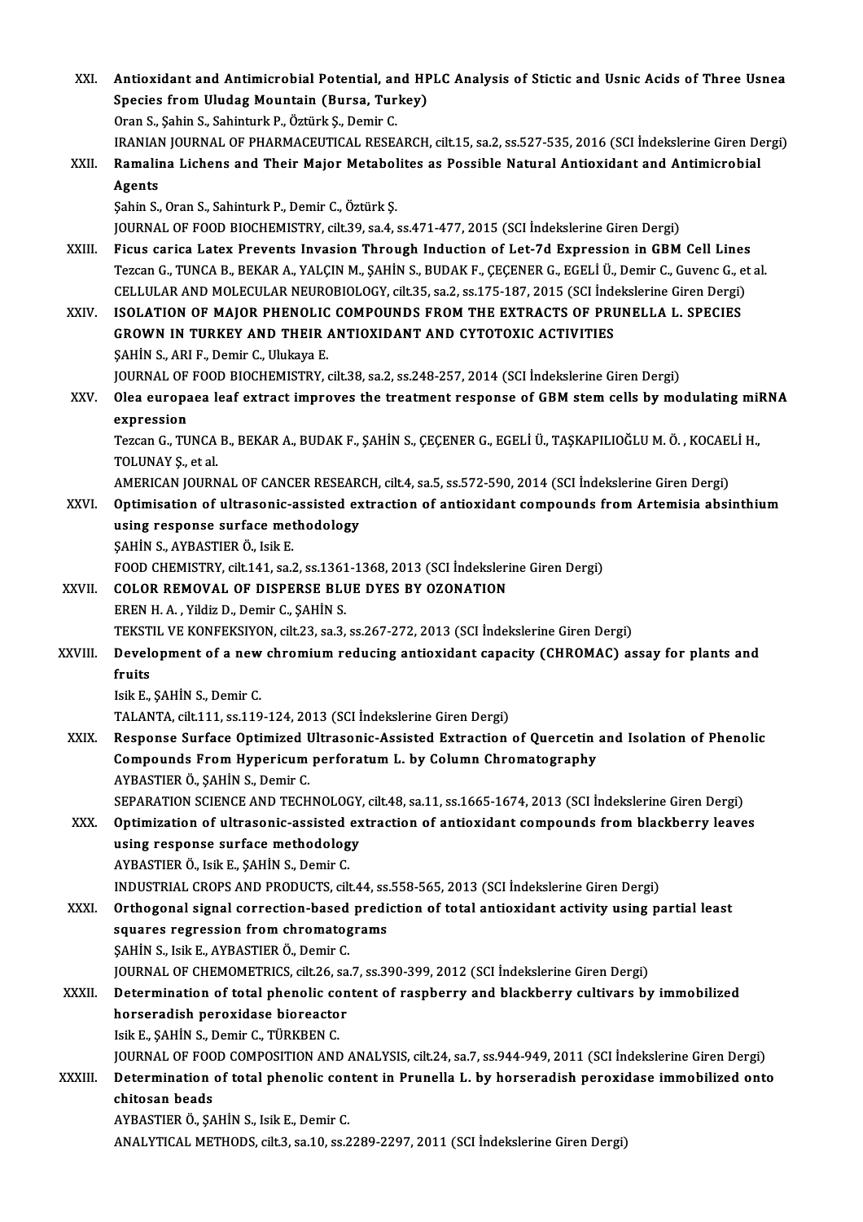XXI. **Antioxidant and Antimicrobial Potential, and HPLC Analysis of Stictic and Usnic Acids of Three Usnea Species from Uludag Mountain (Bursa, Turkey)**
Oran S., Şahin S., Sahinturk P., Öztürk Ş., Demir C.
IRANIAN JOURNAL OF PHARMACEUTICAL RESEARCH, cilt.15, sa.2, ss.527-535, 2016 (SCI İndekslerine Giren Dergi)

XXII. **Ramalina Lichens and Their Major Metabolites as Possible Natural Antioxidant and Antimicrobial Agents**
Şahin S., Oran S., Sahinturk P., Demir C., Öztürk Ş.
JOURNAL OF FOOD BIOCHEMISTRY, cilt.39, sa.4, ss.471-477, 2015 (SCI İndekslerine Giren Dergi)

XXIII. **Ficus carica Latex Prevents Invasion Through Induction of Let-7d Expression in GBM Cell Lines**
Tezcan G., TUNCA B., BEKAR A., YALÇIN M., ŞAHİN S., BUDAK F., ÇEÇENER G., EGELİ Ü., Demir C., Guvenc G., et al.
CELLULAR AND MOLECULAR NEUROBIOLOGY, cilt.35, sa.2, ss.175-187, 2015 (SCI İndekslerine Giren Dergi)

XXIV. **ISOLATION OF MAJOR PHENOLIC COMPOUNDS FROM THE EXTRACTS OF PRUNELLA L. SPECIES GROWN IN TURKEY AND THEIR ANTIOXIDANT AND CYTOTOXIC ACTIVITIES**
ŞAHİN S., ARI F., Demir C., Ulukaya E.
JOURNAL OF FOOD BIOCHEMISTRY, cilt.38, sa.2, ss.248-257, 2014 (SCI İndekslerine Giren Dergi)

XXV. **Olea europaea leaf extract improves the treatment response of GBM stem cells by modulating miRNA expression**
Tezcan G., TUNCA B., BEKAR A., BUDAK F., ŞAHİN S., ÇEÇENER G., EGELİ Ü., TAŞKAPILIOĞLU M. Ö. , KOCAELİ H., TOLUNAY Ş., et al.
AMERICAN JOURNAL OF CANCER RESEARCH, cilt.4, sa.5, ss.572-590, 2014 (SCI İndekslerine Giren Dergi)

XXVI. **Optimisation of ultrasonic-assisted extraction of antioxidant compounds from Artemisia absinthium using response surface methodology**
ŞAHİN S., AYBASTIER Ö., Isik E.
FOOD CHEMISTRY, cilt.141, sa.2, ss.1361-1368, 2013 (SCI İndekslerine Giren Dergi)

XXVII. **COLOR REMOVAL OF DISPERSE BLUE DYES BY OZONATION**
EREN H. A. , Yildiz D., Demir C., ŞAHİN S.
TEKSTIL VE KONFEKSIYON, cilt.23, sa.3, ss.267-272, 2013 (SCI İndekslerine Giren Dergi)

XXVIII. **Development of a new chromium reducing antioxidant capacity (CHROMAC) assay for plants and fruits**
Isik E., ŞAHİN S., Demir C.
TALANTA, cilt.111, ss.119-124, 2013 (SCI İndekslerine Giren Dergi)

XXIX. **Response Surface Optimized Ultrasonic-Assisted Extraction of Quercetin and Isolation of Phenolic Compounds From Hypericum perforatum L. by Column Chromatography**
AYBASTIER Ö., ŞAHİN S., Demir C.
SEPARATION SCIENCE AND TECHNOLOGY, cilt.48, sa.11, ss.1665-1674, 2013 (SCI İndekslerine Giren Dergi)

XXX. **Optimization of ultrasonic-assisted extraction of antioxidant compounds from blackberry leaves using response surface methodology**
AYBASTIER Ö., Isik E., ŞAHİN S., Demir C.
INDUSTRIAL CROPS AND PRODUCTS, cilt.44, ss.558-565, 2013 (SCI İndekslerine Giren Dergi)

XXXI. **Orthogonal signal correction-based prediction of total antioxidant activity using partial least squares regression from chromatograms**
ŞAHİN S., Isik E., AYBASTIER Ö., Demir C.
JOURNAL OF CHEMOMETRICS, cilt.26, sa.7, ss.390-399, 2012 (SCI İndekslerine Giren Dergi)

XXXII. **Determination of total phenolic content of raspberry and blackberry cultivars by immobilized horseradish peroxidase bioreactor**
Isik E., ŞAHİN S., Demir C., TÜRKBEN C.
JOURNAL OF FOOD COMPOSITION AND ANALYSIS, cilt.24, sa.7, ss.944-949, 2011 (SCI İndekslerine Giren Dergi)

XXXIII. **Determination of total phenolic content in Prunella L. by horseradish peroxidase immobilized onto chitosan beads**
AYBASTIER Ö., ŞAHİN S., Isik E., Demir C.
ANALYTICAL METHODS, cilt.3, sa.10, ss.2289-2297, 2011 (SCI İndekslerine Giren Dergi)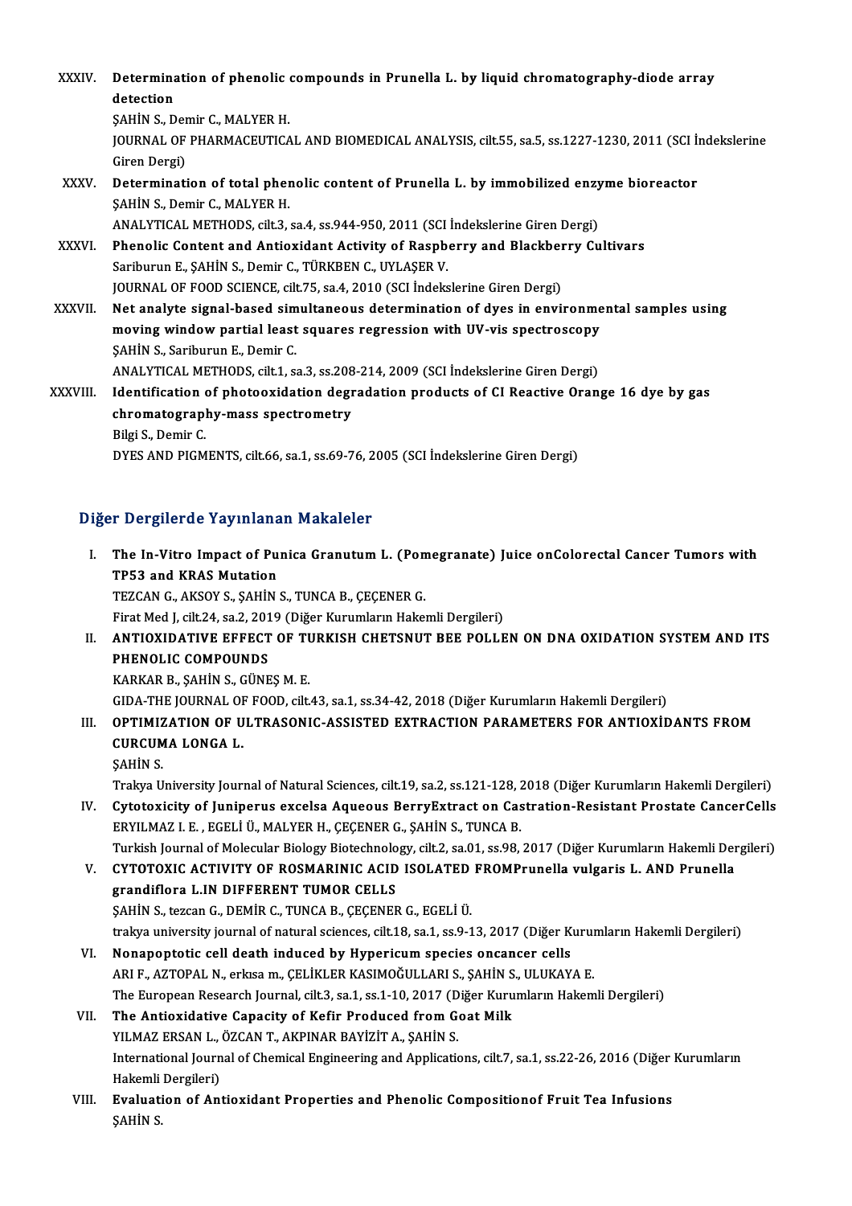XXXIV. **Determination of phenolic compounds in Prunella L. by liquid chromatography-diode array detection**
ŞAHİN S., Demir C., MALYER H.
JOURNAL OF PHARMACEUTICAL AND BIOMEDICAL ANALYSIS, cilt.55, sa.5, ss.1227-1230, 2011 (SCI İndekslerine Giren Dergi)

XXXV. **Determination of total phenolic content of Prunella L. by immobilized enzyme bioreactor**
ŞAHİN S., Demir C., MALYER H.
ANALYTICAL METHODS, cilt.3, sa.4, ss.944-950, 2011 (SCI İndekslerine Giren Dergi)

XXXVI. **Phenolic Content and Antioxidant Activity of Raspberry and Blackberry Cultivars**
Sariburun E., ŞAHİN S., Demir C., TÜRKBEN C., UYLAŞER V.
JOURNAL OF FOOD SCIENCE, cilt.75, sa.4, 2010 (SCI İndekslerine Giren Dergi)

XXXVII. **Net analyte signal-based simultaneous determination of dyes in environmental samples using moving window partial least squares regression with UV-vis spectroscopy**
ŞAHİN S., Sariburun E., Demir C.
ANALYTICAL METHODS, cilt.1, sa.3, ss.208-214, 2009 (SCI İndekslerine Giren Dergi)

XXXVIII. **Identification of photooxidation degradation products of CI Reactive Orange 16 dye by gas chromatography-mass spectrometry**
Bilgi S., Demir C.
DYES AND PIGMENTS, cilt.66, sa.1, ss.69-76, 2005 (SCI İndekslerine Giren Dergi)

## Diğer Dergilerde Yayınlanan Makaleler

I. **The In-Vitro Impact of Punica Granutum L. (Pomegranate) Juice onColorectal Cancer Tumors with TP53 and KRAS Mutation**
TEZCAN G., AKSOY S., ŞAHİN S., TUNCA B., ÇEÇENER G.
Firat Med J, cilt.24, sa.2, 2019 (Diğer Kurumların Hakemli Dergileri)

II. **ANTIOXIDATIVE EFFECT OF TURKISH CHETSNUT BEE POLLEN ON DNA OXIDATION SYSTEM AND ITS PHENOLIC COMPOUNDS**
KARKAR B., ŞAHİN S., GÜNEŞ M. E.
GIDA-THE JOURNAL OF FOOD, cilt.43, sa.1, ss.34-42, 2018 (Diğer Kurumların Hakemli Dergileri)

III. **OPTIMIZATION OF ULTRASONIC-ASSISTED EXTRACTION PARAMETERS FOR ANTIOXİDANTS FROM CURCUMA LONGA L.**
ŞAHİN S.
Trakya University Journal of Natural Sciences, cilt.19, sa.2, ss.121-128, 2018 (Diğer Kurumların Hakemli Dergileri)

IV. **Cytotoxicity of Juniperus excelsa Aqueous BerryExtract on Castration-Resistant Prostate CancerCells**
ERYILMAZ I. E. , EGELİ Ü., MALYER H., ÇEÇENER G., ŞAHİN S., TUNCA B.
Turkish Journal of Molecular Biology Biotechnology, cilt.2, sa.01, ss.98, 2017 (Diğer Kurumların Hakemli Dergileri)

V. **CYTOTOXIC ACTIVITY OF ROSMARINIC ACID ISOLATED FROMPrunella vulgaris L. AND Prunella grandiflora L.IN DIFFERENT TUMOR CELLS**
ŞAHİN S., tezcan G., DEMİR C., TUNCA B., ÇEÇENER G., EGELİ Ü.
trakya university journal of natural sciences, cilt.18, sa.1, ss.9-13, 2017 (Diğer Kurumların Hakemli Dergileri)

VI. **Nonapoptotic cell death induced by Hypericum species oncancer cells**
ARI F., AZTOPAL N., erkısa m., ÇELİKLER KASIMOĞULLARI S., ŞAHİN S., ULUKAYA E.
The European Research Journal, cilt.3, sa.1, ss.1-10, 2017 (Diğer Kurumların Hakemli Dergileri)

VII. **The Antioxidative Capacity of Kefir Produced from Goat Milk**
YILMAZ ERSAN L., ÖZCAN T., AKPINAR BAYİZİT A., ŞAHİN S.
International Journal of Chemical Engineering and Applications, cilt.7, sa.1, ss.22-26, 2016 (Diğer Kurumların Hakemli Dergileri)

VIII. **Evaluation of Antioxidant Properties and Phenolic Compositionof Fruit Tea Infusions**
ŞAHİN S.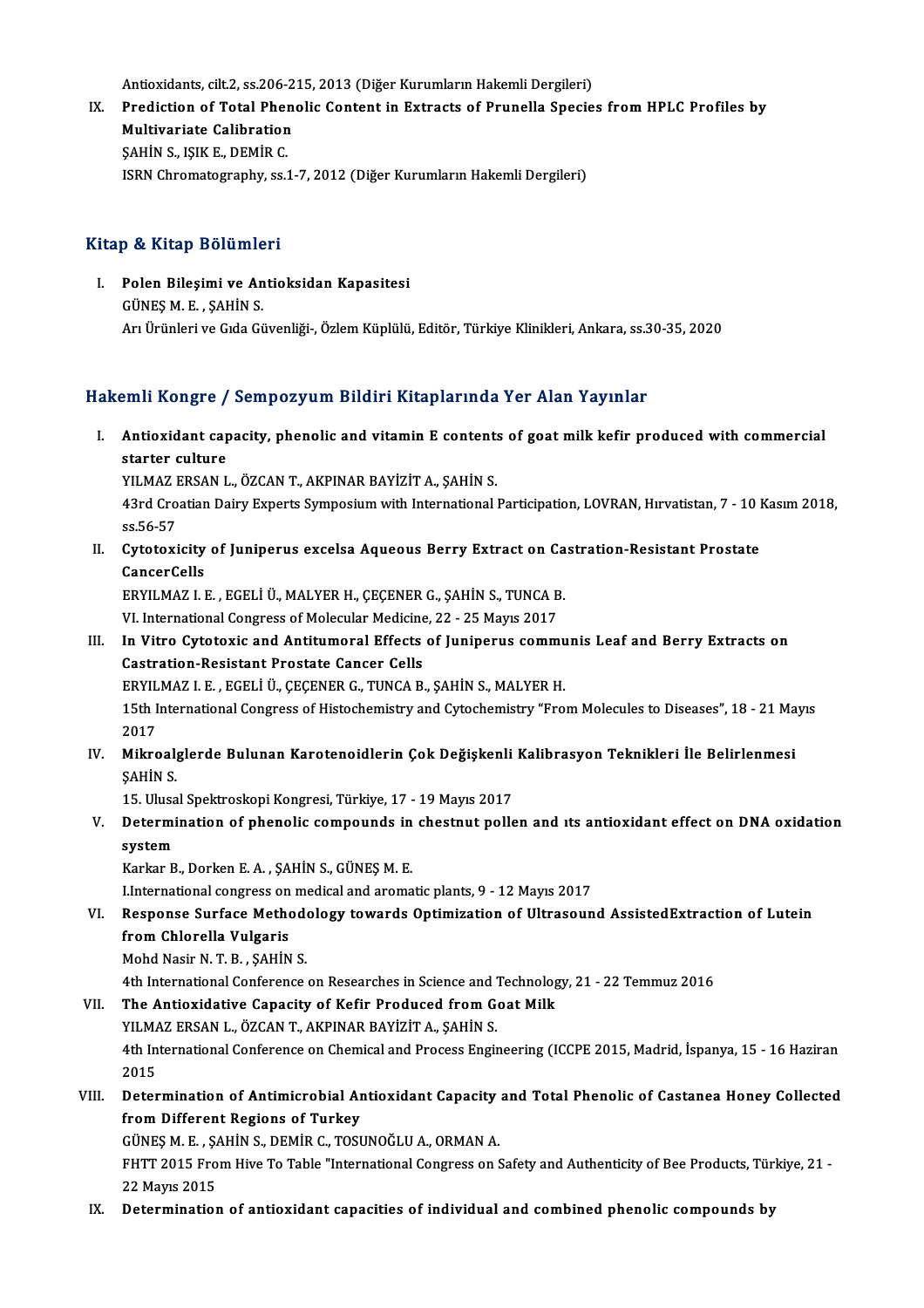Antioxidants, cilt.2, ss.206-215, 2013 (Diğer Kurumların Hakemli Dergileri)

IX. **Prediction of Total Phenolic Content in Extracts of Prunella Species from HPLC Profiles by Multivariate Calibration**
ŞAHİN S., IŞIK E., DEMİR C.
ISRN Chromatography, ss.1-7, 2012 (Diğer Kurumların Hakemli Dergileri)

## Kitap & Kitap Bölümleri

I. **Polen Bileşimi ve Antioksidan Kapasitesi**
GÜNEŞ M. E. , ŞAHİN S.
Arı Ürünleri ve Gıda Güvenliği-, Özlem Küplülü, Editör, Türkiye Klinikleri, Ankara, ss.30-35, 2020

## Hakemli Kongre / Sempozyum Bildiri Kitaplarında Yer Alan Yayınlar

I. **Antioxidant capacity, phenolic and vitamin E contents of goat milk kefir produced with commercial starter culture**
YILMAZ ERSAN L., ÖZCAN T., AKPINAR BAYİZİT A., ŞAHİN S.
43rd Croatian Dairy Experts Symposium with International Participation, LOVRAN, Hırvatistan, 7 - 10 Kasım 2018, ss.56-57

II. **Cytotoxicity of Juniperus excelsa Aqueous Berry Extract on Castration-Resistant Prostate CancerCells**
ERYILMAZ I. E. , EGELİ Ü., MALYER H., ÇEÇENER G., ŞAHİN S., TUNCA B.
VI. International Congress of Molecular Medicine, 22 - 25 Mayıs 2017

III. **In Vitro Cytotoxic and Antitumoral Effects of Juniperus communis Leaf and Berry Extracts on Castration-Resistant Prostate Cancer Cells**
ERYILMAZ I. E. , EGELİ Ü., ÇEÇENER G., TUNCA B., ŞAHİN S., MALYER H.
15th International Congress of Histochemistry and Cytochemistry "From Molecules to Diseases", 18 - 21 Mayıs 2017

IV. **Mikroalglerde Bulunan Karotenoidlerin Çok Değişkenli Kalibrasyon Teknikleri İle Belirlenmesi**
ŞAHİN S.
15. Ulusal Spektroskopi Kongresi, Türkiye, 17 - 19 Mayıs 2017

V. **Determination of phenolic compounds in chestnut pollen and ıts antioxidant effect on DNA oxidation system**
Karkar B., Dorken E. A. , ŞAHİN S., GÜNEŞ M. E.
I.International congress on medical and aromatic plants, 9 - 12 Mayıs 2017

VI. **Response Surface Methodology towards Optimization of Ultrasound AssistedExtraction of Lutein from Chlorella Vulgaris**
Mohd Nasir N. T. B. , ŞAHİN S.
4th International Conference on Researches in Science and Technology, 21 - 22 Temmuz 2016

VII. **The Antioxidative Capacity of Kefir Produced from Goat Milk**
YILMAZ ERSAN L., ÖZCAN T., AKPINAR BAYİZİT A., ŞAHİN S.
4th International Conference on Chemical and Process Engineering (ICCPE 2015, Madrid, İspanya, 15 - 16 Haziran 2015

VIII. **Determination of Antimicrobial Antioxidant Capacity and Total Phenolic of Castanea Honey Collected from Different Regions of Turkey**
GÜNEŞ M. E. , ŞAHİN S., DEMİR C., TOSUNOĞLU A., ORMAN A.
FHTT 2015 From Hive To Table "International Congress on Safety and Authenticity of Bee Products, Türkiye, 21 - 22 Mayıs 2015

IX. **Determination of antioxidant capacities of individual and combined phenolic compounds by**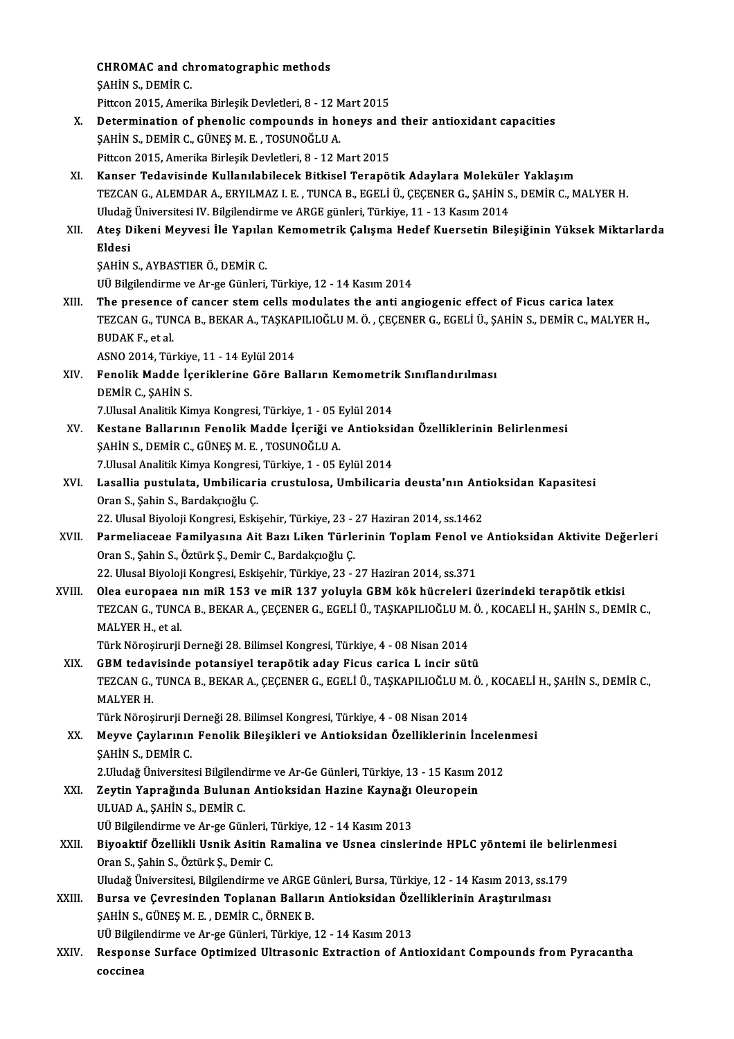**CHROMAC and chromatographic methods**
ŞAHİN S., DEMİR C.
Pittcon 2015, Amerika Birleşik Devletleri, 8 - 12 Mart 2015

X. **Determination of phenolic compounds in honeys and their antioxidant capacities**
ŞAHİN S., DEMİR C., GÜNEŞ M. E. , TOSUNOĞLU A.
Pittcon 2015, Amerika Birleşik Devletleri, 8 - 12 Mart 2015

XI. **Kanser Tedavisinde Kullanılabilecek Bitkisel Terapötik Adaylara Moleküler Yaklaşım**
TEZCAN G., ALEMDAR A., ERYILMAZ I. E. , TUNCA B., EGELİ Ü., ÇEÇENER G., ŞAHİN S., DEMİR C., MALYER H.
Uludağ Üniversitesi IV. Bilgilendirme ve ARGE günleri, Türkiye, 11 - 13 Kasım 2014

XII. **Ateş Dikeni Meyvesi İle Yapılan Kemometrik Çalışma Hedef Kuersetin Bileşiğinin Yüksek Miktarlarda Eldesi**
ŞAHİN S., AYBASTIER Ö., DEMİR C.
UÜ Bilgilendirme ve Ar-ge Günleri, Türkiye, 12 - 14 Kasım 2014

XIII. **The presence of cancer stem cells modulates the anti angiogenic effect of Ficus carica latex**
TEZCAN G., TUNCA B., BEKAR A., TAŞKAPILIOĞLU M. Ö. , ÇEÇENER G., EGELİ Ü., ŞAHİN S., DEMİR C., MALYER H., BUDAK F., et al.
ASNO 2014, Türkiye, 11 - 14 Eylül 2014

XIV. **Fenolik Madde İçeriklerine Göre Balların Kemometrik Sınıflandırılması**
DEMİR C., ŞAHİN S.
7.Ulusal Analitik Kimya Kongresi, Türkiye, 1 - 05 Eylül 2014

XV. **Kestane Ballarının Fenolik Madde İçeriği ve Antioksidan Özelliklerinin Belirlenmesi**
ŞAHİN S., DEMİR C., GÜNEŞ M. E. , TOSUNOĞLU A.
7.Ulusal Analitik Kimya Kongresi, Türkiye, 1 - 05 Eylül 2014

XVI. **Lasallia pustulata, Umbilicaria crustulosa, Umbilicaria deusta'nın Antioksidan Kapasitesi**
Oran S., Şahin S., Bardakçıoğlu Ç.
22. Ulusal Biyoloji Kongresi, Eskişehir, Türkiye, 23 - 27 Haziran 2014, ss.1462

XVII. **Parmeliaceae Familyasına Ait Bazı Liken Türlerinin Toplam Fenol ve Antioksidan Aktivite Değerleri**
Oran S., Şahin S., Öztürk Ş., Demir C., Bardakçıoğlu Ç.
22. Ulusal Biyoloji Kongresi, Eskişehir, Türkiye, 23 - 27 Haziran 2014, ss.371

XVIII. **Olea europaea nın miR 153 ve miR 137 yoluyla GBM kök hücreleri üzerindeki terapötik etkisi**
TEZCAN G., TUNCA B., BEKAR A., ÇEÇENER G., EGELİ Ü., TAŞKAPILIOĞLU M. Ö. , KOCAELİ H., ŞAHİN S., DEMİR C., MALYER H., et al.
Türk Nöroşirurji Derneği 28. Bilimsel Kongresi, Türkiye, 4 - 08 Nisan 2014

XIX. **GBM tedavisinde potansiyel terapötik aday Ficus carica L incir sütü**
TEZCAN G., TUNCA B., BEKAR A., ÇEÇENER G., EGELİ Ü., TAŞKAPILIOĞLU M. Ö. , KOCAELİ H., ŞAHİN S., DEMİR C., MALYER H.
Türk Nöroşirurji Derneği 28. Bilimsel Kongresi, Türkiye, 4 - 08 Nisan 2014

XX. **Meyve Çaylarının Fenolik Bileşikleri ve Antioksidan Özelliklerinin İncelenmesi**
ŞAHİN S., DEMİR C.
2.Uludağ Üniversitesi Bilgilendirme ve Ar-Ge Günleri, Türkiye, 13 - 15 Kasım 2012

XXI. **Zeytin Yaprağında Bulunan Antioksidan Hazine Kaynağı Oleuropein**
ULUAD A., ŞAHİN S., DEMİR C.
UÜ Bilgilendirme ve Ar-ge Günleri, Türkiye, 12 - 14 Kasım 2013

XXII. **Biyoaktif Özellikli Usnik Asitin Ramalina ve Usnea cinslerinde HPLC yöntemi ile belirlenmesi**
Oran S., Şahin S., Öztürk Ş., Demir C.
Uludağ Üniversitesi, Bilgilendirme ve ARGE Günleri, Bursa, Türkiye, 12 - 14 Kasım 2013, ss.179

XXIII. **Bursa ve Çevresinden Toplanan Balların Antioksidan Özelliklerinin Araştırılması**
ŞAHİN S., GÜNEŞ M. E. , DEMİR C., ÖRNEK B.
UÜ Bilgilendirme ve Ar-ge Günleri, Türkiye, 12 - 14 Kasım 2013

XXIV. **Response Surface Optimized Ultrasonic Extraction of Antioxidant Compounds from Pyracantha coccinea**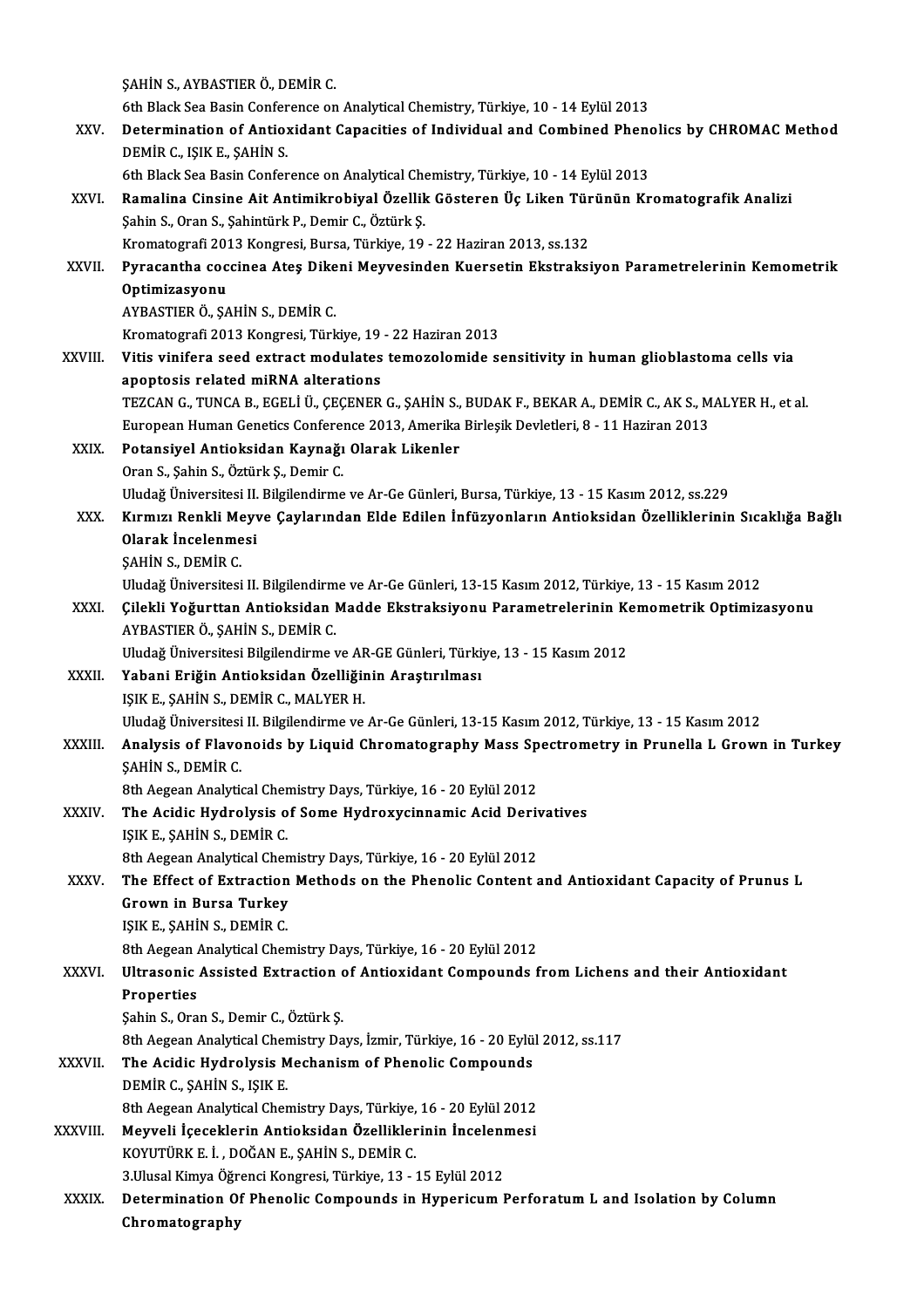ŞAHİN S., AYBASTIER Ö., DEMİR C.
6th Black Sea Basin Conference on Analytical Chemistry, Türkiye, 10 - 14 Eylül 2013

XXV. **Determination of Antioxidant Capacities of Individual and Combined Phenolics by CHROMAC Method**
DEMİR C., IŞIK E., ŞAHİN S.
6th Black Sea Basin Conference on Analytical Chemistry, Türkiye, 10 - 14 Eylül 2013

XXVI. **Ramalina Cinsine Ait Antimikrobiyal Özellik Gösteren Üç Liken Türünün Kromatografik Analizi**
Şahin S., Oran S., Şahintürk P., Demir C., Öztürk Ş.
Kromatografi 2013 Kongresi, Bursa, Türkiye, 19 - 22 Haziran 2013, ss.132

XXVII. **Pyracantha coccinea Ateş Dikeni Meyvesinden Kuersetin Ekstraksiyon Parametrelerinin Kemometrik Optimizasyonu**
AYBASTIER Ö., ŞAHİN S., DEMİR C.
Kromatografi 2013 Kongresi, Türkiye, 19 - 22 Haziran 2013

XXVIII. **Vitis vinifera seed extract modulates temozolomide sensitivity in human glioblastoma cells via apoptosis related miRNA alterations**
TEZCAN G., TUNCA B., EGELİ Ü., ÇEÇENER G., ŞAHİN S., BUDAK F., BEKAR A., DEMİR C., AK S., MALYER H., et al.
European Human Genetics Conference 2013, Amerika Birleşik Devletleri, 8 - 11 Haziran 2013

XXIX. **Potansiyel Antioksidan Kaynağı Olarak Likenler**
Oran S., Şahin S., Öztürk Ş., Demir C.
Uludağ Üniversitesi II. Bilgilendirme ve Ar-Ge Günleri, Bursa, Türkiye, 13 - 15 Kasım 2012, ss.229

XXX. **Kırmızı Renkli Meyve Çaylarından Elde Edilen İnfüzyonların Antioksidan Özelliklerinin Sıcaklığa Bağlı Olarak İncelenmesi**
ŞAHİN S., DEMİR C.
Uludağ Üniversitesi II. Bilgilendirme ve Ar-Ge Günleri, 13-15 Kasım 2012, Türkiye, 13 - 15 Kasım 2012

XXXI. **Çilekli Yoğurttan Antioksidan Madde Ekstraksiyonu Parametrelerinin Kemometrik Optimizasyonu**
AYBASTIER Ö., ŞAHİN S., DEMİR C.
Uludağ Üniversitesi Bilgilendirme ve AR-GE Günleri, Türkiye, 13 - 15 Kasım 2012

XXXII. **Yabani Eriğin Antioksidan Özelliğinin Araştırılması**
IŞIK E., ŞAHİN S., DEMİR C., MALYER H.
Uludağ Üniversitesi II. Bilgilendirme ve Ar-Ge Günleri, 13-15 Kasım 2012, Türkiye, 13 - 15 Kasım 2012

XXXIII. **Analysis of Flavonoids by Liquid Chromatography Mass Spectrometry in Prunella L Grown in Turkey**
ŞAHİN S., DEMİR C.
8th Aegean Analytical Chemistry Days, Türkiye, 16 - 20 Eylül 2012

XXXIV. **The Acidic Hydrolysis of Some Hydroxycinnamic Acid Derivatives**
IŞIK E., ŞAHİN S., DEMİR C.
8th Aegean Analytical Chemistry Days, Türkiye, 16 - 20 Eylül 2012

XXXV. **The Effect of Extraction Methods on the Phenolic Content and Antioxidant Capacity of Prunus L Grown in Bursa Turkey**
IŞIK E., ŞAHİN S., DEMİR C.
8th Aegean Analytical Chemistry Days, Türkiye, 16 - 20 Eylül 2012

XXXVI. **Ultrasonic Assisted Extraction of Antioxidant Compounds from Lichens and their Antioxidant Properties**
Şahin S., Oran S., Demir C., Öztürk Ş.
8th Aegean Analytical Chemistry Days, İzmir, Türkiye, 16 - 20 Eylül 2012, ss.117

XXXVII. **The Acidic Hydrolysis Mechanism of Phenolic Compounds**
DEMİR C., ŞAHİN S., IŞIK E.
8th Aegean Analytical Chemistry Days, Türkiye, 16 - 20 Eylül 2012

XXXVIII. **Meyveli İçeceklerin Antioksidan Özelliklerinin İncelenmesi**
KOYUTÜRK E. İ. , DOĞAN E., ŞAHİN S., DEMİR C.
3.Ulusal Kimya Öğrenci Kongresi, Türkiye, 13 - 15 Eylül 2012

XXXIX. **Determination Of Phenolic Compounds in Hypericum Perforatum L and Isolation by Column Chromatography**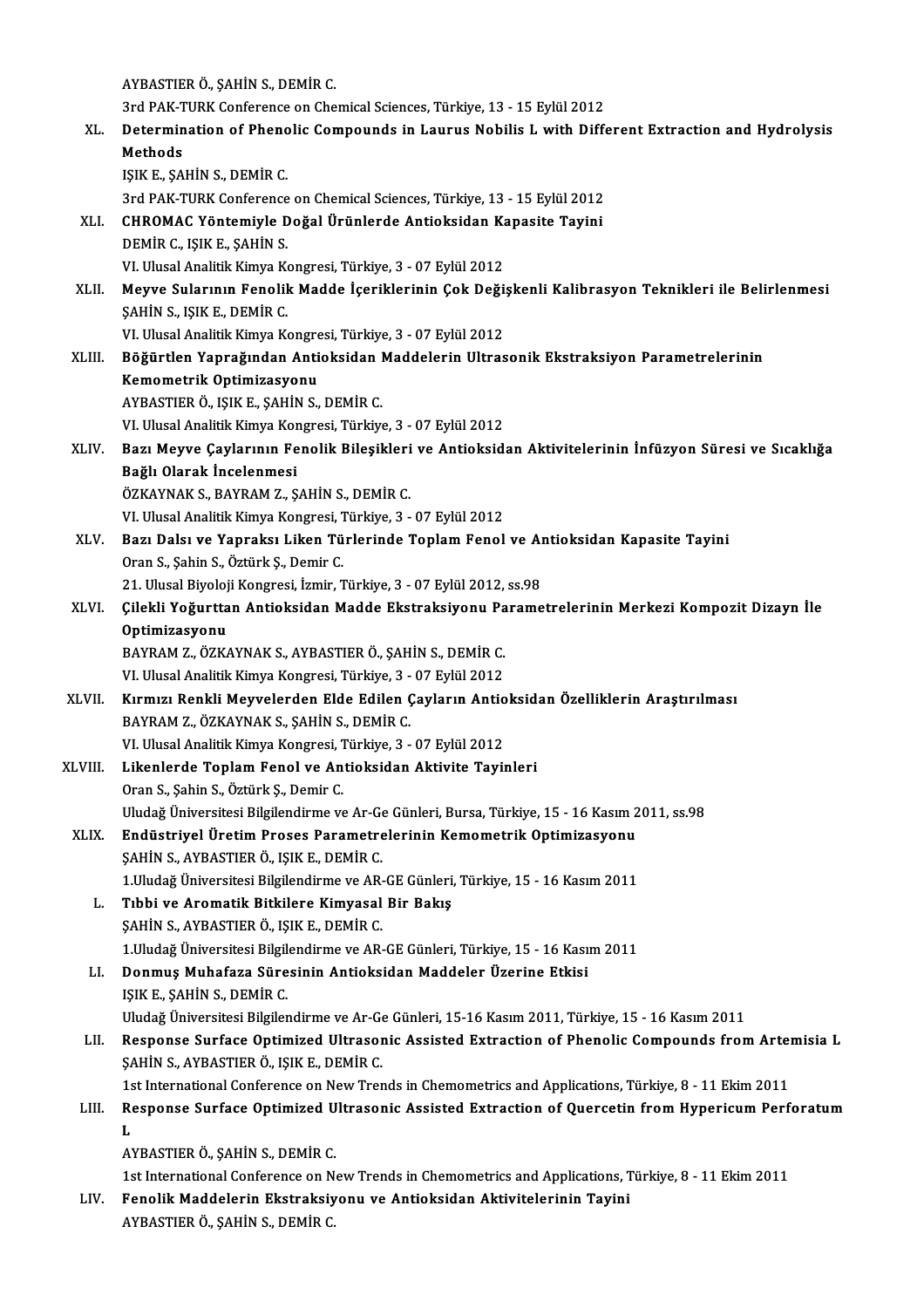AYBASTIER Ö., ŞAHİN S., DEMİR C.
3rd PAK-TURK Conference on Chemical Sciences, Türkiye, 13 - 15 Eylül 2012

XL. **Determination of Phenolic Compounds in Laurus Nobilis L with Different Extraction and Hydrolysis Methods**
IŞIK E., ŞAHİN S., DEMİR C.
3rd PAK-TURK Conference on Chemical Sciences, Türkiye, 13 - 15 Eylül 2012

XLI. **CHROMAC Yöntemiyle Doğal Ürünlerde Antioksidan Kapasite Tayini**
DEMİR C., IŞIK E., ŞAHİN S.
VI. Ulusal Analitik Kimya Kongresi, Türkiye, 3 - 07 Eylül 2012

XLII. **Meyve Sularının Fenolik Madde İçeriklerinin Çok Değişkenli Kalibrasyon Teknikleri ile Belirlenmesi**
ŞAHİN S., IŞIK E., DEMİR C.
VI. Ulusal Analitik Kimya Kongresi, Türkiye, 3 - 07 Eylül 2012

XLIII. **Böğürtlen Yaprağından Antioksidan Maddelerin Ultrasonik Ekstraksiyon Parametrelerinin Kemometrik Optimizasyonu**
AYBASTIER Ö., IŞIK E., ŞAHİN S., DEMİR C.
VI. Ulusal Analitik Kimya Kongresi, Türkiye, 3 - 07 Eylül 2012

XLIV. **Bazı Meyve Çaylarının Fenolik Bileşikleri ve Antioksidan Aktivitelerinin İnfüzyon Süresi ve Sıcaklığa Bağlı Olarak İncelenmesi**
ÖZKAYNAK S., BAYRAM Z., ŞAHİN S., DEMİR C.
VI. Ulusal Analitik Kimya Kongresi, Türkiye, 3 - 07 Eylül 2012

XLV. **Bazı Dalsı ve Yapraksı Liken Türlerinde Toplam Fenol ve Antioksidan Kapasite Tayini**
Oran S., Şahin S., Öztürk Ş., Demir C.
21. Ulusal Biyoloji Kongresi, İzmir, Türkiye, 3 - 07 Eylül 2012, ss.98

XLVI. **Çilekli Yoğurttan Antioksidan Madde Ekstraksiyonu Parametrelerinin Merkezi Kompozit Dizayn İle Optimizasyonu**
BAYRAM Z., ÖZKAYNAK S., AYBASTIER Ö., ŞAHİN S., DEMİR C.
VI. Ulusal Analitik Kimya Kongresi, Türkiye, 3 - 07 Eylül 2012

XLVII. **Kırmızı Renkli Meyvelerden Elde Edilen Çayların Antioksidan Özelliklerin Araştırılması**
BAYRAM Z., ÖZKAYNAK S., ŞAHİN S., DEMİR C.
VI. Ulusal Analitik Kimya Kongresi, Türkiye, 3 - 07 Eylül 2012

XLVIII. **Likenlerde Toplam Fenol ve Antioksidan Aktivite Tayinleri**
Oran S., Şahin S., Öztürk Ş., Demir C.
Uludağ Üniversitesi Bilgilendirme ve Ar-Ge Günleri, Bursa, Türkiye, 15 - 16 Kasım 2011, ss.98

XLIX. **Endüstriyel Üretim Proses Parametrelerinin Kemometrik Optimizasyonu**
ŞAHİN S., AYBASTIER Ö., IŞIK E., DEMİR C.
1.Uludağ Üniversitesi Bilgilendirme ve AR-GE Günleri, Türkiye, 15 - 16 Kasım 2011

L. **Tıbbi ve Aromatik Bitkilere Kimyasal Bir Bakış**
ŞAHİN S., AYBASTIER Ö., IŞIK E., DEMİR C.
1.Uludağ Üniversitesi Bilgilendirme ve AR-GE Günleri, Türkiye, 15 - 16 Kasım 2011

LI. **Donmuş Muhafaza Süresinin Antioksidan Maddeler Üzerine Etkisi**
IŞIK E., ŞAHİN S., DEMİR C.
Uludağ Üniversitesi Bilgilendirme ve Ar-Ge Günleri, 15-16 Kasım 2011, Türkiye, 15 - 16 Kasım 2011

LII. **Response Surface Optimized Ultrasonic Assisted Extraction of Phenolic Compounds from Artemisia L**
ŞAHİN S., AYBASTIER Ö., IŞIK E., DEMİR C.
1st International Conference on New Trends in Chemometrics and Applications, Türkiye, 8 - 11 Ekim 2011

LIII. **Response Surface Optimized Ultrasonic Assisted Extraction of Quercetin from Hypericum Perforatum L**
AYBASTIER Ö., ŞAHİN S., DEMİR C.
1st International Conference on New Trends in Chemometrics and Applications, Türkiye, 8 - 11 Ekim 2011

LIV. **Fenolik Maddelerin Ekstraksiyonu ve Antioksidan Aktivitelerinin Tayini**
AYBASTIER Ö., ŞAHİN S., DEMİR C.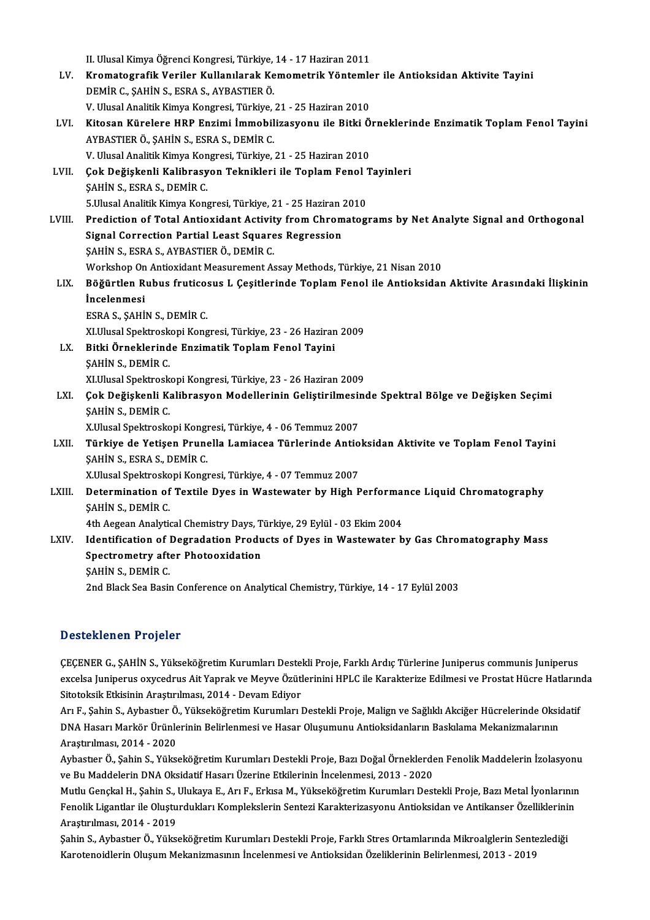II. Ulusal Kimya Öğrenci Kongresi, Türkiye, 14 - 17 Haziran 2011

LV. **Kromatografik Veriler Kullanılarak Kemometrik Yöntemler ile Antioksidan Aktivite Tayini**
DEMİR C., ŞAHİN S., ESRA S., AYBASTIER Ö.
V. Ulusal Analitik Kimya Kongresi, Türkiye, 21 - 25 Haziran 2010

LVI. **Kitosan Kürelere HRP Enzimi İmmobilizasyonu ile Bitki Örneklerinde Enzimatik Toplam Fenol Tayini**
AYBASTIER Ö., ŞAHİN S., ESRA S., DEMİR C.
V. Ulusal Analitik Kimya Kongresi, Türkiye, 21 - 25 Haziran 2010

LVII. **Çok Değişkenli Kalibrasyon Teknikleri ile Toplam Fenol Tayinleri**
ŞAHİN S., ESRA S., DEMİR C.
5.Ulusal Analitik Kimya Kongresi, Türkiye, 21 - 25 Haziran 2010

LVIII. **Prediction of Total Antioxidant Activity from Chromatograms by Net Analyte Signal and Orthogonal Signal Correction Partial Least Squares Regression**
ŞAHİN S., ESRA S., AYBASTIER Ö., DEMİR C.
Workshop On Antioxidant Measurement Assay Methods, Türkiye, 21 Nisan 2010

LIX. **Böğürtlen Rubus fruticosus L Çeşitlerinde Toplam Fenol ile Antioksidan Aktivite Arasındaki İlişkinin İncelenmesi**
ESRA S., ŞAHİN S., DEMİR C.
XI.Ulusal Spektroskopi Kongresi, Türkiye, 23 - 26 Haziran 2009

LX. **Bitki Örneklerinde Enzimatik Toplam Fenol Tayini**
ŞAHİN S., DEMİR C.
XI.Ulusal Spektroskopi Kongresi, Türkiye, 23 - 26 Haziran 2009

LXI. **Çok Değişkenli Kalibrasyon Modellerinin Geliştirilmesinde Spektral Bölge ve Değişken Seçimi**
ŞAHİN S., DEMİR C.
X.Ulusal Spektroskopi Kongresi, Türkiye, 4 - 06 Temmuz 2007

LXII. **Türkiye de Yetişen Prunella Lamiacea Türlerinde Antioksidan Aktivite ve Toplam Fenol Tayini**
ŞAHİN S., ESRA S., DEMİR C.
X.Ulusal Spektroskopi Kongresi, Türkiye, 4 - 07 Temmuz 2007

LXIII. **Determination of Textile Dyes in Wastewater by High Performance Liquid Chromatography**
ŞAHİN S., DEMİR C.
4th Aegean Analytical Chemistry Days, Türkiye, 29 Eylül - 03 Ekim 2004

LXIV. **Identification of Degradation Products of Dyes in Wastewater by Gas Chromatography Mass Spectrometry after Photooxidation**
ŞAHİN S., DEMİR C.
2nd Black Sea Basin Conference on Analytical Chemistry, Türkiye, 14 - 17 Eylül 2003

## Desteklenen Projeler

ÇEÇENER G., ŞAHİN S., Yükseköğretim Kurumları Destekli Proje, Farklı Ardıç Türlerine Juniperus communis Juniperus excelsa Juniperus oxycedrus Ait Yaprak ve Meyve Özütlerinini HPLC ile Karakterize Edilmesi ve Prostat Hücre Hatlarında Sitotoksik Etkisinin Araştırılması, 2014 - Devam Ediyor

Arı F., Şahin S., Aybastıer Ö., Yükseköğretim Kurumları Destekli Proje, Malign ve Sağlıklı Akciğer Hücrelerinde Oksidatif DNA Hasarı Markör Ürünlerinin Belirlenmesi ve Hasar Oluşumunu Antioksidanların Baskılama Mekanizmalarının Araştırılması, 2014 - 2020

Aybastıer Ö., Şahin S., Yükseköğretim Kurumları Destekli Proje, Bazı Doğal Örneklerden Fenolik Maddelerin İzolasyonu ve Bu Maddelerin DNA Oksidatif Hasarı Üzerine Etkilerinin İncelenmesi, 2013 - 2020

Mutlu Gençkal H., Şahin S., Ulukaya E., Arı F., Erkısa M., Yükseköğretim Kurumları Destekli Proje, Bazı Metal İyonlarının Fenolik Ligantlar ile Oluşturdukları Komplekslerin Sentezi Karakterizasyonu Antioksidan ve Antikanser Özelliklerinin Araştırılması, 2014 - 2019

Şahin S., Aybastıer Ö., Yükseköğretim Kurumları Destekli Proje, Farklı Stres Ortamlarında Mikroalglerin Sentezlediği Karotenoidlerin Oluşum Mekanizmasının İncelenmesi ve Antioksidan Özeliklerinin Belirlenmesi, 2013 - 2019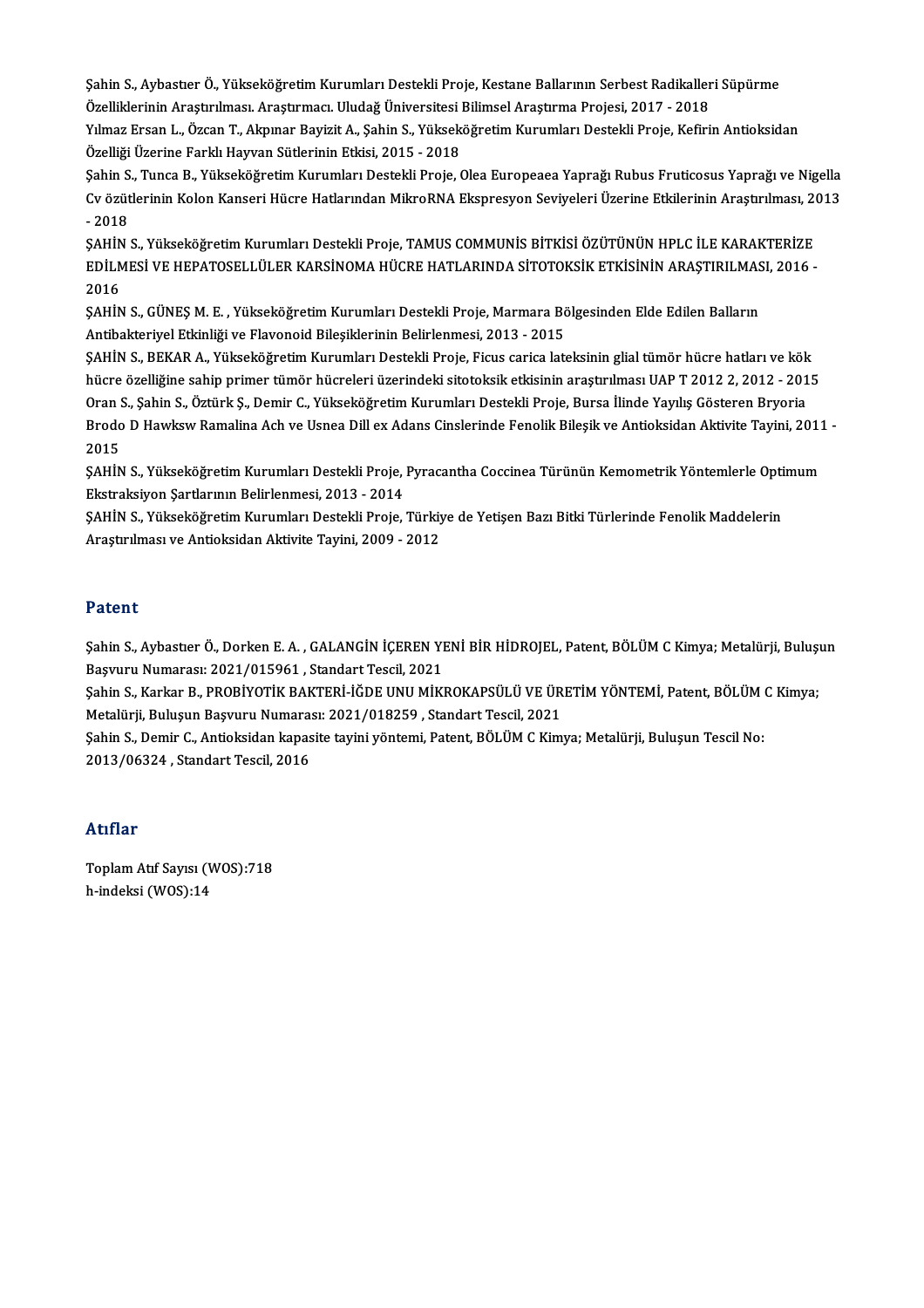Şahin S., Aybastıer Ö., Yükseköğretim Kurumları Destekli Proje, Kestane Ballarının Serbest Radikalleri Süpürme Özelliklerinin Araştırılması. Araştırmacı. Uludağ Üniversitesi Bilimsel Araştırma Projesi, 2017 - 2018

Yılmaz Ersan L., Özcan T., Akpınar Bayizit A., Şahin S., Yükseköğretim Kurumları Destekli Proje, Kefirin Antioksidan Özelliği Üzerine Farklı Hayvan Sütlerinin Etkisi, 2015 - 2018

Şahin S., Tunca B., Yükseköğretim Kurumları Destekli Proje, Olea Europeaea Yaprağı Rubus Fruticosus Yaprağı ve Nigella Cv özütlerinin Kolon Kanseri Hücre Hatlarından MikroRNA Ekspresyon Seviyeleri Üzerine Etkilerinin Araştırılması, 2013 - 2018

ŞAHİN S., Yükseköğretim Kurumları Destekli Proje, TAMUS COMMUNİS BİTKİSİ ÖZÜTÜNÜN HPLC İLE KARAKTERİZE EDİLMESİ VE HEPATOSELLÜLER KARSİNOMA HÜCRE HATLARINDA SİTOTOKSİK ETKİSİNİN ARAŞTIRILMASI, 2016 - 2016

ŞAHİN S., GÜNEŞ M. E. , Yükseköğretim Kurumları Destekli Proje, Marmara Bölgesinden Elde Edilen Balların Antibakteriyel Etkinliği ve Flavonoid Bileşiklerinin Belirlenmesi, 2013 - 2015

ŞAHİN S., BEKAR A., Yükseköğretim Kurumları Destekli Proje, Ficus carica lateksinin glial tümör hücre hatları ve kök hücre özelliğine sahip primer tümör hücreleri üzerindeki sitotoksik etkisinin araştırılması UAP T 2012 2, 2012 - 2015

Oran S., Şahin S., Öztürk Ş., Demir C., Yükseköğretim Kurumları Destekli Proje, Bursa İlinde Yayılış Gösteren Bryoria Brodo D Hawksw Ramalina Ach ve Usnea Dill ex Adans Cinslerinde Fenolik Bileşik ve Antioksidan Aktivite Tayini, 2011 - 2015

ŞAHİN S., Yükseköğretim Kurumları Destekli Proje, Pyracantha Coccinea Türünün Kemometrik Yöntemlerle Optimum Ekstraksiyon Şartlarının Belirlenmesi, 2013 - 2014

ŞAHİN S., Yükseköğretim Kurumları Destekli Proje, Türkiye de Yetişen Bazı Bitki Türlerinde Fenolik Maddelerin Araştırılması ve Antioksidan Aktivite Tayini, 2009 - 2012

## Patent

Şahin S., Aybastıer Ö., Dorken E. A. , GALANGİN İÇEREN YENİ BİR HİDROJEL, Patent, BÖLÜM C Kimya; Metalürji, Buluşun Başvuru Numarası: 2021/015961 , Standart Tescil, 2021

Şahin S., Karkar B., PROBİYOTİK BAKTERİ-İĞDE UNU MİKROKAPSÜLÜ VE ÜRETİM YÖNTEMİ, Patent, BÖLÜM C Kimya; Metalürji, Buluşun Başvuru Numarası: 2021/018259 , Standart Tescil, 2021

Şahin S., Demir C., Antioksidan kapasite tayini yöntemi, Patent, BÖLÜM C Kimya; Metalürji, Buluşun Tescil No: 2013/06324 , Standart Tescil, 2016

## Atıflar

Toplam Atıf Sayısı (WOS):718
h-indeksi (WOS):14